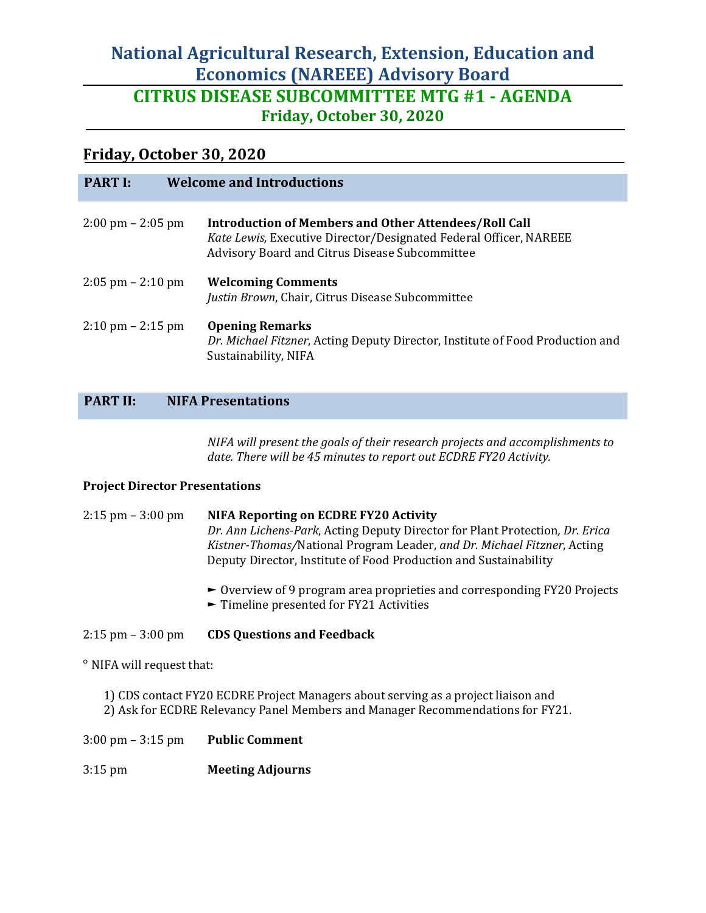# National Agricultural Research, Extension, Education and Economics (NAREEE) Advisory Board

## CITRUS DISEASE SUBCOMMITTEE MTG #1 - AGENDA

### Friday, October 30, 2020

## Friday, October 30, 2020

### PART I: Welcome and Introductions

**2:00 pm – 2:05 pm** — **Introduction of Members and Other Attendees/Roll Call**
*Kate Lewis,* Executive Director/Designated Federal Officer, NAREEE Advisory Board and Citrus Disease Subcommittee

**2:05 pm – 2:10 pm** — **Welcoming Comments**
*Justin Brown*, Chair, Citrus Disease Subcommittee

**2:10 pm – 2:15 pm** — **Opening Remarks**
*Dr. Michael Fitzner*, Acting Deputy Director, Institute of Food Production and Sustainability, NIFA

### PART II: NIFA Presentations

*NIFA will present the goals of their research projects and accomplishments to date. There will be 45 minutes to report out ECDRE FY20 Activity.*

**Project Director Presentations**

**2:15 pm – 3:00 pm** — **NIFA Reporting on ECDRE FY20 Activity**
*Dr. Ann Lichens-Park*, Acting Deputy Director for Plant Protection*, Dr. Erica Kistner-Thomas/*National Program Leader, *and Dr. Michael Fitzner*, Acting Deputy Director, Institute of Food Production and Sustainability

- ► Overview of 9 program area proprieties and corresponding FY20 Projects
- ► Timeline presented for FY21 Activities

**2:15 pm – 3:00 pm** — **CDS Questions and Feedback**

° NIFA will request that:

1) CDS contact FY20 ECDRE Project Managers about serving as a project liaison and
2) Ask for ECDRE Relevancy Panel Members and Manager Recommendations for FY21.

**3:00 pm – 3:15 pm** — **Public Comment**

**3:15 pm** — **Meeting Adjourns**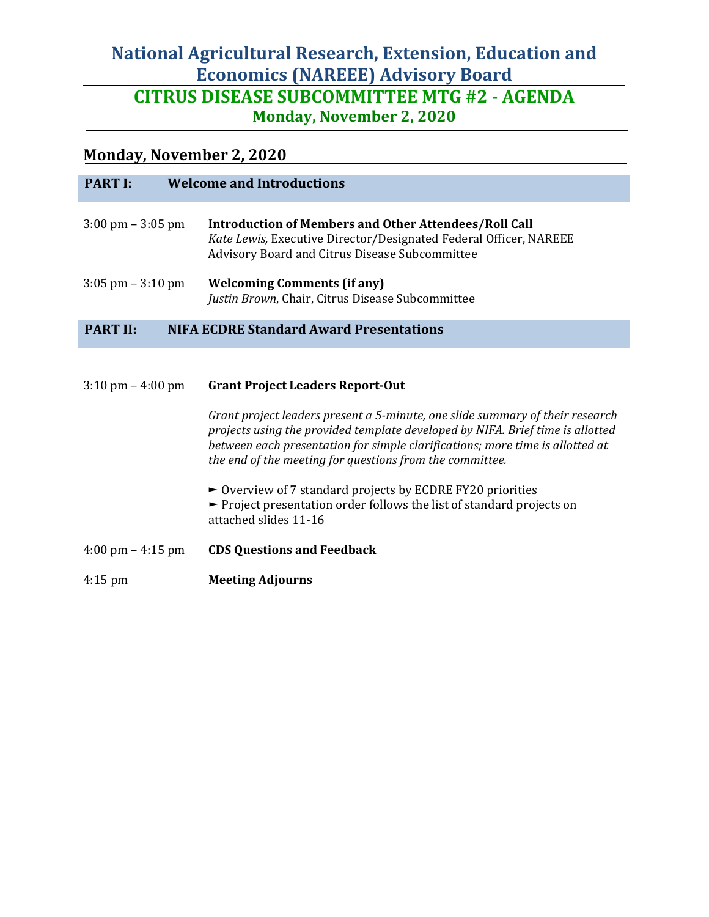# National Agricultural Research, Extension, Education and Economics (NAREEE) Advisory Board

## CITRUS DISEASE SUBCOMMITTEE MTG #2 - AGENDA

### Monday, November 2, 2020

## Monday, November 2, 2020

### PART I: Welcome and Introductions

3:00 pm – 3:05 pm **Introduction of Members and Other Attendees/Roll Call**
*Kate Lewis,* Executive Director/Designated Federal Officer, NAREEE Advisory Board and Citrus Disease Subcommittee

3:05 pm – 3:10 pm **Welcoming Comments (if any)**
*Justin Brown*, Chair, Citrus Disease Subcommittee

### PART II: NIFA ECDRE Standard Award Presentations

3:10 pm – 4:00 pm **Grant Project Leaders Report-Out**

*Grant project leaders present a 5-minute, one slide summary of their research projects using the provided template developed by NIFA. Brief time is allotted between each presentation for simple clarifications; more time is allotted at the end of the meeting for questions from the committee.*

► Overview of 7 standard projects by ECDRE FY20 priorities
► Project presentation order follows the list of standard projects on attached slides 11-16

4:00 pm – 4:15 pm **CDS Questions and Feedback**

4:15 pm **Meeting Adjourns**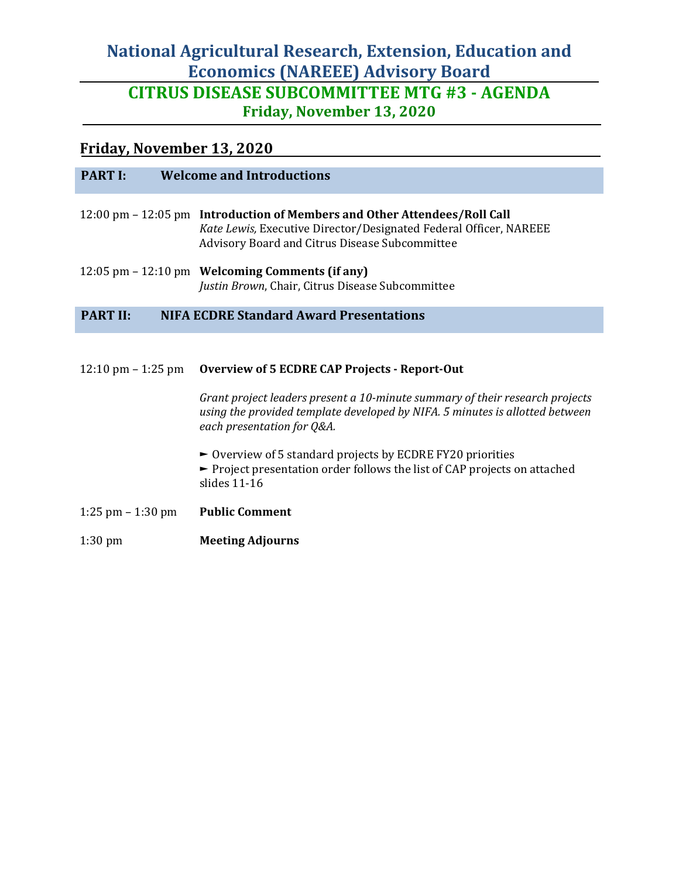# National Agricultural Research, Extension, Education and Economics (NAREEE) Advisory Board

## CITRUS DISEASE SUBCOMMITTEE MTG #3 - AGENDA

### Friday, November 13, 2020

## Friday, November 13, 2020

### PART I: Welcome and Introductions

12:00 pm – 12:05 pm **Introduction of Members and Other Attendees/Roll Call**
*Kate Lewis,* Executive Director/Designated Federal Officer, NAREEE Advisory Board and Citrus Disease Subcommittee

12:05 pm – 12:10 pm **Welcoming Comments (if any)**
*Justin Brown*, Chair, Citrus Disease Subcommittee

### PART II: NIFA ECDRE Standard Award Presentations

12:10 pm – 1:25 pm **Overview of 5 ECDRE CAP Projects - Report-Out**

*Grant project leaders present a 10-minute summary of their research projects using the provided template developed by NIFA. 5 minutes is allotted between each presentation for Q&A.*

► Overview of 5 standard projects by ECDRE FY20 priorities
► Project presentation order follows the list of CAP projects on attached slides 11-16

1:25 pm – 1:30 pm **Public Comment**

1:30 pm **Meeting Adjourns**